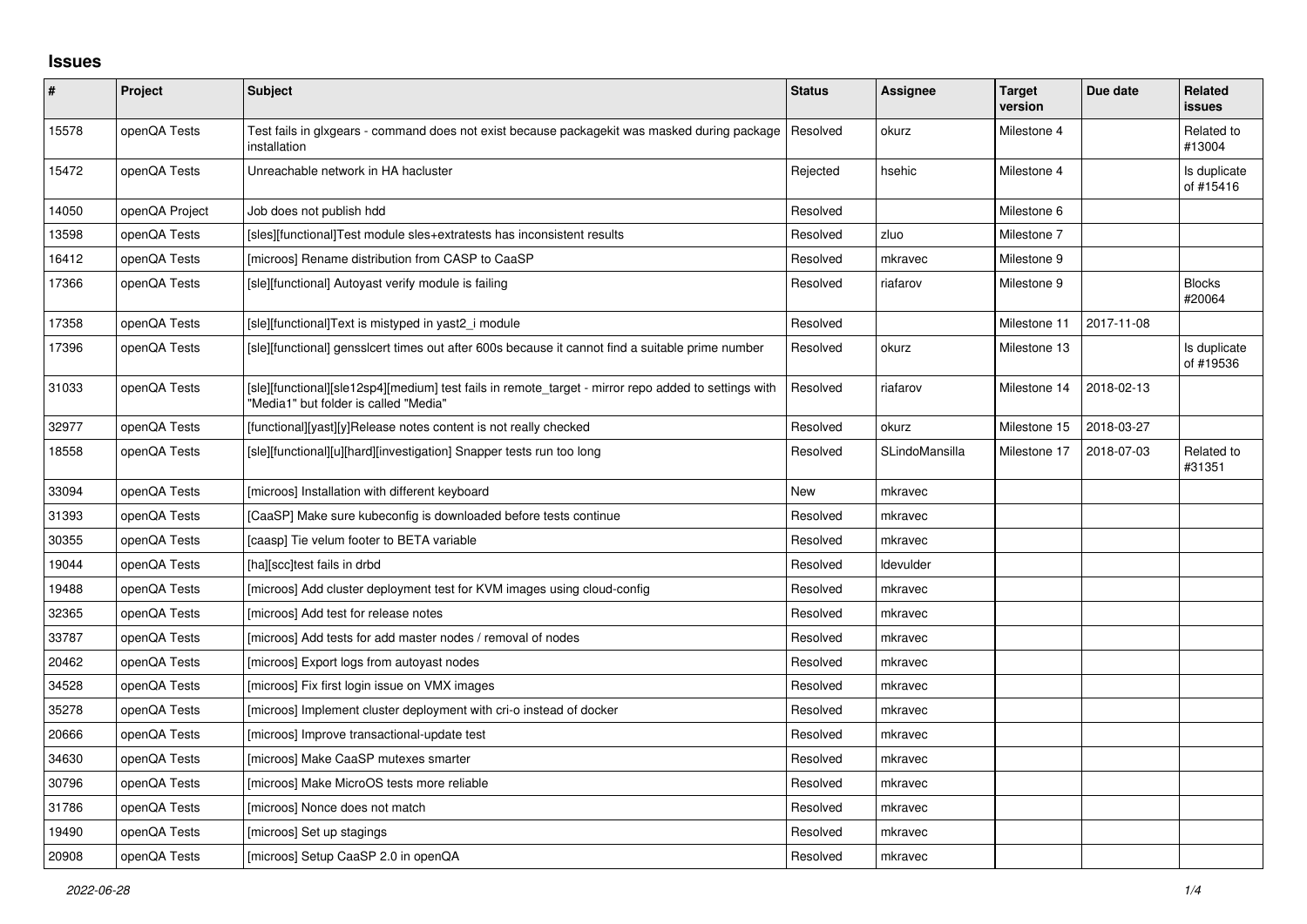# Issues

| # | Project | Subject | Status | Assignee | Target version | Due date | Related issues |
|---|---|---|---|---|---|---|---|
| 15578 | openQA Tests | Test fails in glxgears - command does not exist because packagekit was masked during package installation | Resolved | okurz | Milestone 4 | | Related to #13004 |
| 15472 | openQA Tests | Unreachable network in HA hacluster | Rejected | hsehic | Milestone 4 | | Is duplicate of #15416 |
| 14050 | openQA Project | Job does not publish hdd | Resolved | | Milestone 6 | | |
| 13598 | openQA Tests | [sles][functional]Test module sles+extratests has inconsistent results | Resolved | zluo | Milestone 7 | | |
| 16412 | openQA Tests | [microos] Rename distribution from CASP to CaaSP | Resolved | mkravec | Milestone 9 | | |
| 17366 | openQA Tests | [sle][functional] Autoyast verify module is failing | Resolved | riafarov | Milestone 9 | | Blocks #20064 |
| 17358 | openQA Tests | [sle][functional]Text is mistyped in yast2_i module | Resolved | | Milestone 11 | 2017-11-08 | |
| 17396 | openQA Tests | [sle][functional] gensslcert times out after 600s because it cannot find a suitable prime number | Resolved | okurz | Milestone 13 | | Is duplicate of #19536 |
| 31033 | openQA Tests | [sle][functional][sle12sp4][medium] test fails in remote_target - mirror repo added to settings with "Media1" but folder is called "Media" | Resolved | riafarov | Milestone 14 | 2018-02-13 | |
| 32977 | openQA Tests | [functional][yast][y]Release notes content is not really checked | Resolved | okurz | Milestone 15 | 2018-03-27 | |
| 18558 | openQA Tests | [sle][functional][u][hard][investigation] Snapper tests run too long | Resolved | SLindoMansilla | Milestone 17 | 2018-07-03 | Related to #31351 |
| 33094 | openQA Tests | [microos] Installation with different keyboard | New | mkravec | | | |
| 31393 | openQA Tests | [CaaSP] Make sure kubeconfig is downloaded before tests continue | Resolved | mkravec | | | |
| 30355 | openQA Tests | [caasp] Tie velum footer to BETA variable | Resolved | mkravec | | | |
| 19044 | openQA Tests | [ha][scc]test fails in drbd | Resolved | ldevulder | | | |
| 19488 | openQA Tests | [microos] Add cluster deployment test for KVM images using cloud-config | Resolved | mkravec | | | |
| 32365 | openQA Tests | [microos] Add test for release notes | Resolved | mkravec | | | |
| 33787 | openQA Tests | [microos] Add tests for add master nodes / removal of nodes | Resolved | mkravec | | | |
| 20462 | openQA Tests | [microos] Export logs from autoyast nodes | Resolved | mkravec | | | |
| 34528 | openQA Tests | [microos] Fix first login issue on VMX images | Resolved | mkravec | | | |
| 35278 | openQA Tests | [microos] Implement cluster deployment with cri-o instead of docker | Resolved | mkravec | | | |
| 20666 | openQA Tests | [microos] Improve transactional-update test | Resolved | mkravec | | | |
| 34630 | openQA Tests | [microos] Make CaaSP mutexes smarter | Resolved | mkravec | | | |
| 30796 | openQA Tests | [microos] Make MicroOS tests more reliable | Resolved | mkravec | | | |
| 31786 | openQA Tests | [microos] Nonce does not match | Resolved | mkravec | | | |
| 19490 | openQA Tests | [microos] Set up stagings | Resolved | mkravec | | | |
| 20908 | openQA Tests | [microos] Setup CaaSP 2.0 in openQA | Resolved | mkravec | | | |

*2022-06-28*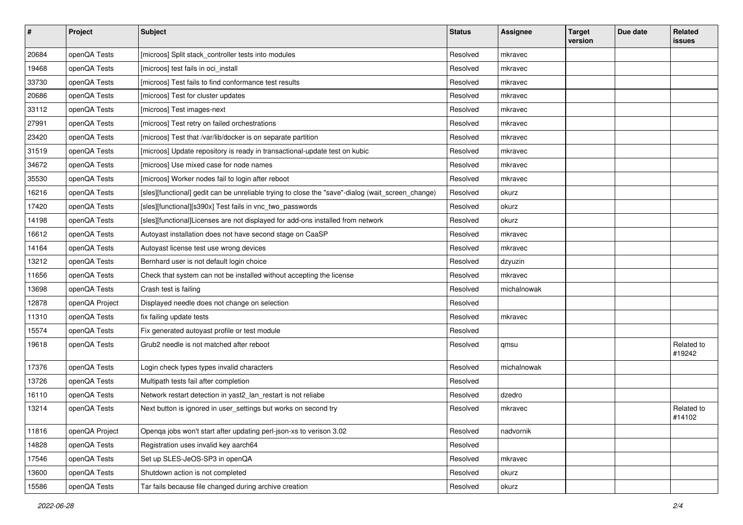| # | Project | Subject | Status | Assignee | Target version | Due date | Related issues |
|---|---|---|---|---|---|---|---|
| 20684 | openQA Tests | [microos] Split stack_controller tests into modules | Resolved | mkravec | | | |
| 19468 | openQA Tests | [microos] test fails in oci_install | Resolved | mkravec | | | |
| 33730 | openQA Tests | [microos] Test fails to find conformance test results | Resolved | mkravec | | | |
| 20686 | openQA Tests | [microos] Test for cluster updates | Resolved | mkravec | | | |
| 33112 | openQA Tests | [microos] Test images-next | Resolved | mkravec | | | |
| 27991 | openQA Tests | [microos] Test retry on failed orchestrations | Resolved | mkravec | | | |
| 23420 | openQA Tests | [microos] Test that /var/lib/docker is on separate partition | Resolved | mkravec | | | |
| 31519 | openQA Tests | [microos] Update repository is ready in transactional-update test on kubic | Resolved | mkravec | | | |
| 34672 | openQA Tests | [microos] Use mixed case for node names | Resolved | mkravec | | | |
| 35530 | openQA Tests | [microos] Worker nodes fail to login after reboot | Resolved | mkravec | | | |
| 16216 | openQA Tests | [sles][functional] gedit can be unreliable trying to close the "save"-dialog (wait_screen_change) | Resolved | okurz | | | |
| 17420 | openQA Tests | [sles][functional][s390x] Test fails in vnc_two_passwords | Resolved | okurz | | | |
| 14198 | openQA Tests | [sles][functional]Licenses are not displayed for add-ons installed from network | Resolved | okurz | | | |
| 16612 | openQA Tests | Autoyast installation does not have second stage on CaaSP | Resolved | mkravec | | | |
| 14164 | openQA Tests | Autoyast license test use wrong devices | Resolved | mkravec | | | |
| 13212 | openQA Tests | Bernhard user is not default login choice | Resolved | dzyuzin | | | |
| 11656 | openQA Tests | Check that system can not be installed without accepting the license | Resolved | mkravec | | | |
| 13698 | openQA Tests | Crash test is failing | Resolved | michalnowak | | | |
| 12878 | openQA Project | Displayed needle does not change on selection | Resolved | | | | |
| 11310 | openQA Tests | fix failing update tests | Resolved | mkravec | | | |
| 15574 | openQA Tests | Fix generated autoyast profile or test module | Resolved | | | | |
| 19618 | openQA Tests | Grub2 needle is not matched after reboot | Resolved | qmsu | | | Related to #19242 |
| 17376 | openQA Tests | Login check types types invalid characters | Resolved | michalnowak | | | |
| 13726 | openQA Tests | Multipath tests fail after completion | Resolved | | | | |
| 16110 | openQA Tests | Network restart detection in yast2_lan_restart is not reliabe | Resolved | dzedro | | | |
| 13214 | openQA Tests | Next button is ignored in user_settings but works on second try | Resolved | mkravec | | | Related to #14102 |
| 11816 | openQA Project | Openqa jobs won't start after updating perl-json-xs to verison 3.02 | Resolved | nadvornik | | | |
| 14828 | openQA Tests | Registration uses invalid key aarch64 | Resolved | | | | |
| 17546 | openQA Tests | Set up SLES-JeOS-SP3 in openQA | Resolved | mkravec | | | |
| 13600 | openQA Tests | Shutdown action is not completed | Resolved | okurz | | | |
| 15586 | openQA Tests | Tar fails because file changed during archive creation | Resolved | okurz | | | |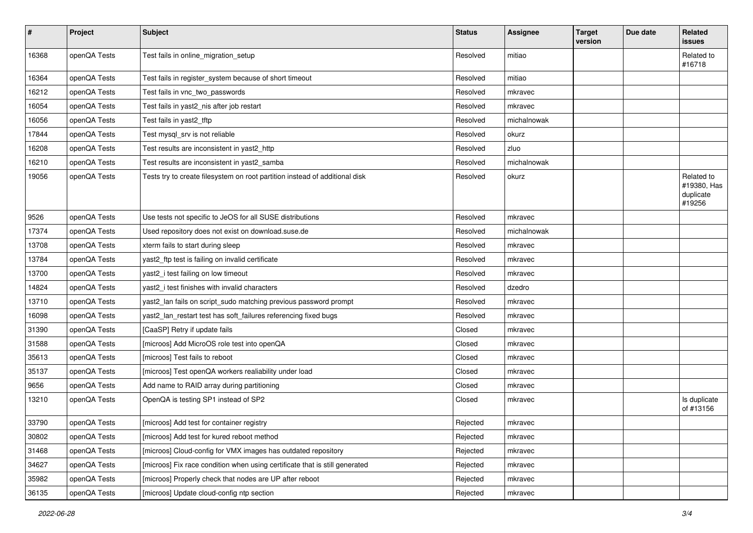| # | Project | Subject | Status | Assignee | Target version | Due date | Related issues |
|---|---|---|---|---|---|---|---|
| 16368 | openQA Tests | Test fails in online_migration_setup | Resolved | mitiao | | | Related to #16718 |
| 16364 | openQA Tests | Test fails in register_system because of short timeout | Resolved | mitiao | | | |
| 16212 | openQA Tests | Test fails in vnc_two_passwords | Resolved | mkravec | | | |
| 16054 | openQA Tests | Test fails in yast2_nis after job restart | Resolved | mkravec | | | |
| 16056 | openQA Tests | Test fails in yast2_tftp | Resolved | michalnowak | | | |
| 17844 | openQA Tests | Test mysql_srv is not reliable | Resolved | okurz | | | |
| 16208 | openQA Tests | Test results are inconsistent in yast2_http | Resolved | zluo | | | |
| 16210 | openQA Tests | Test results are inconsistent in yast2_samba | Resolved | michalnowak | | | |
| 19056 | openQA Tests | Tests try to create filesystem on root partition instead of additional disk | Resolved | okurz | | | Related to #19380, Has duplicate #19256 |
| 9526 | openQA Tests | Use tests not specific to JeOS for all SUSE distributions | Resolved | mkravec | | | |
| 17374 | openQA Tests | Used repository does not exist on download.suse.de | Resolved | michalnowak | | | |
| 13708 | openQA Tests | xterm fails to start during sleep | Resolved | mkravec | | | |
| 13784 | openQA Tests | yast2_ftp test is failing on invalid certificate | Resolved | mkravec | | | |
| 13700 | openQA Tests | yast2_i test failing on low timeout | Resolved | mkravec | | | |
| 14824 | openQA Tests | yast2_i test finishes with invalid characters | Resolved | dzedro | | | |
| 13710 | openQA Tests | yast2_lan fails on script_sudo matching previous password prompt | Resolved | mkravec | | | |
| 16098 | openQA Tests | yast2_lan_restart test has soft_failures referencing fixed bugs | Resolved | mkravec | | | |
| 31390 | openQA Tests | [CaaSP] Retry if update fails | Closed | mkravec | | | |
| 31588 | openQA Tests | [microos] Add MicroOS role test into openQA | Closed | mkravec | | | |
| 35613 | openQA Tests | [microos] Test fails to reboot | Closed | mkravec | | | |
| 35137 | openQA Tests | [microos] Test openQA workers realiability under load | Closed | mkravec | | | |
| 9656 | openQA Tests | Add name to RAID array during partitioning | Closed | mkravec | | | |
| 13210 | openQA Tests | OpenQA is testing SP1 instead of SP2 | Closed | mkravec | | | Is duplicate of #13156 |
| 33790 | openQA Tests | [microos] Add test for container registry | Rejected | mkravec | | | |
| 30802 | openQA Tests | [microos] Add test for kured reboot method | Rejected | mkravec | | | |
| 31468 | openQA Tests | [microos] Cloud-config for VMX images has outdated repository | Rejected | mkravec | | | |
| 34627 | openQA Tests | [microos] Fix race condition when using certificate that is still generated | Rejected | mkravec | | | |
| 35982 | openQA Tests | [microos] Properly check that nodes are UP after reboot | Rejected | mkravec | | | |
| 36135 | openQA Tests | [microos] Update cloud-config ntp section | Rejected | mkravec | | | |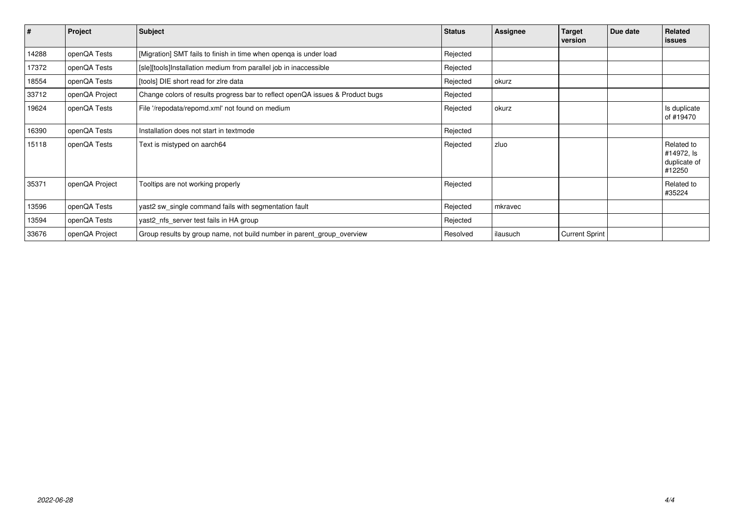| # | Project | Subject | Status | Assignee | Target version | Due date | Related issues |
|---|---|---|---|---|---|---|---|
| 14288 | openQA Tests | [Migration] SMT fails to finish in time when openqa is under load | Rejected | | | | |
| 17372 | openQA Tests | [sle][tools]Installation medium from parallel job in inaccessible | Rejected | | | | |
| 18554 | openQA Tests | [tools] DIE short read for zlre data | Rejected | okurz | | | |
| 33712 | openQA Project | Change colors of results progress bar to reflect openQA issues & Product bugs | Rejected | | | | |
| 19624 | openQA Tests | File '/repodata/repomd.xml' not found on medium | Rejected | okurz | | | Is duplicate of #19470 |
| 16390 | openQA Tests | Installation does not start in textmode | Rejected | | | | |
| 15118 | openQA Tests | Text is mistyped on aarch64 | Rejected | zluo | | | Related to #14972, Is duplicate of #12250 |
| 35371 | openQA Project | Tooltips are not working properly | Rejected | | | | Related to #35224 |
| 13596 | openQA Tests | yast2 sw_single command fails with segmentation fault | Rejected | mkravec | | | |
| 13594 | openQA Tests | yast2_nfs_server test fails in HA group | Rejected | | | | |
| 33676 | openQA Project | Group results by group name, not build number in parent_group_overview | Resolved | ilausuch | Current Sprint | | |

*2022-06-28*